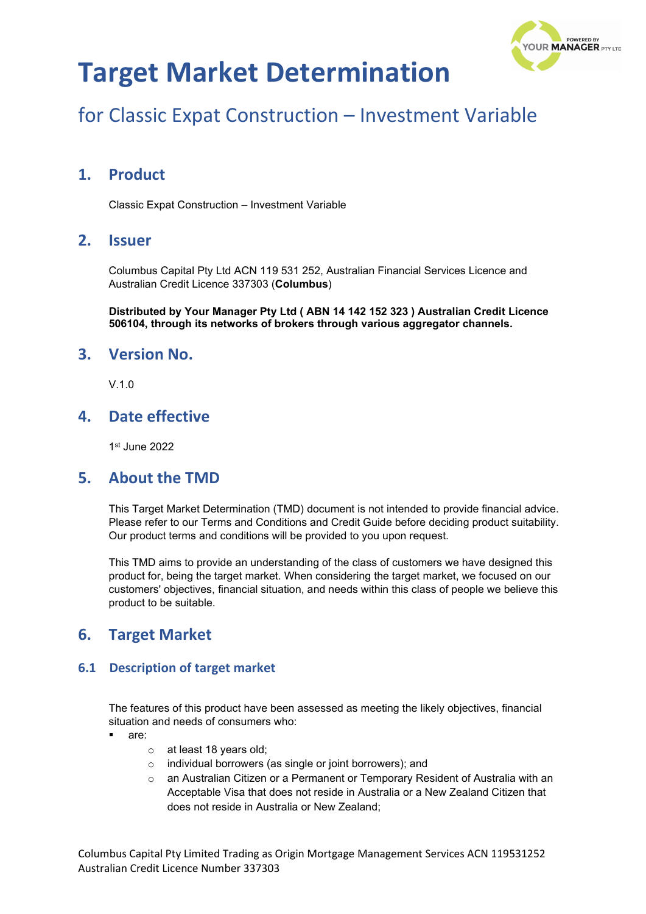# Target Market Determination

## for Classic Expat Construction – Investment Variable

## 1. Product

Classic Expat Construction – Investment Variable

## 2. Issuer

Columbus Capital Pty Ltd ACN 119 531 252, Australian Financial Services Licence and Australian Credit Licence 337303 (**Columbus**)

**Distributed by Your Manager Pty Ltd ( ABN 14 142 152 323 ) Australian Credit Licence 506104, through its networks of brokers through various aggregator channels.**

## 3. Version No.

V.1.0

## 4. Date effective

1st June 2022

## 5. About the TMD

This Target Market Determination (TMD) document is not intended to provide financial advice. Please refer to our Terms and Conditions and Credit Guide before deciding product suitability. Our product terms and conditions will be provided to you upon request.

This TMD aims to provide an understanding of the class of customers we have designed this product for, being the target market. When considering the target market, we focused on our customers' objectives, financial situation, and needs within this class of people we believe this product to be suitable.

## 6. Target Market

### 6.1 Description of target market

The features of this product have been assessed as meeting the likely objectives, financial situation and needs of consumers who:

- are:
  - at least 18 years old;
  - individual borrowers (as single or joint borrowers); and
  - an Australian Citizen or a Permanent or Temporary Resident of Australia with an Acceptable Visa that does not reside in Australia or a New Zealand Citizen that does not reside in Australia or New Zealand;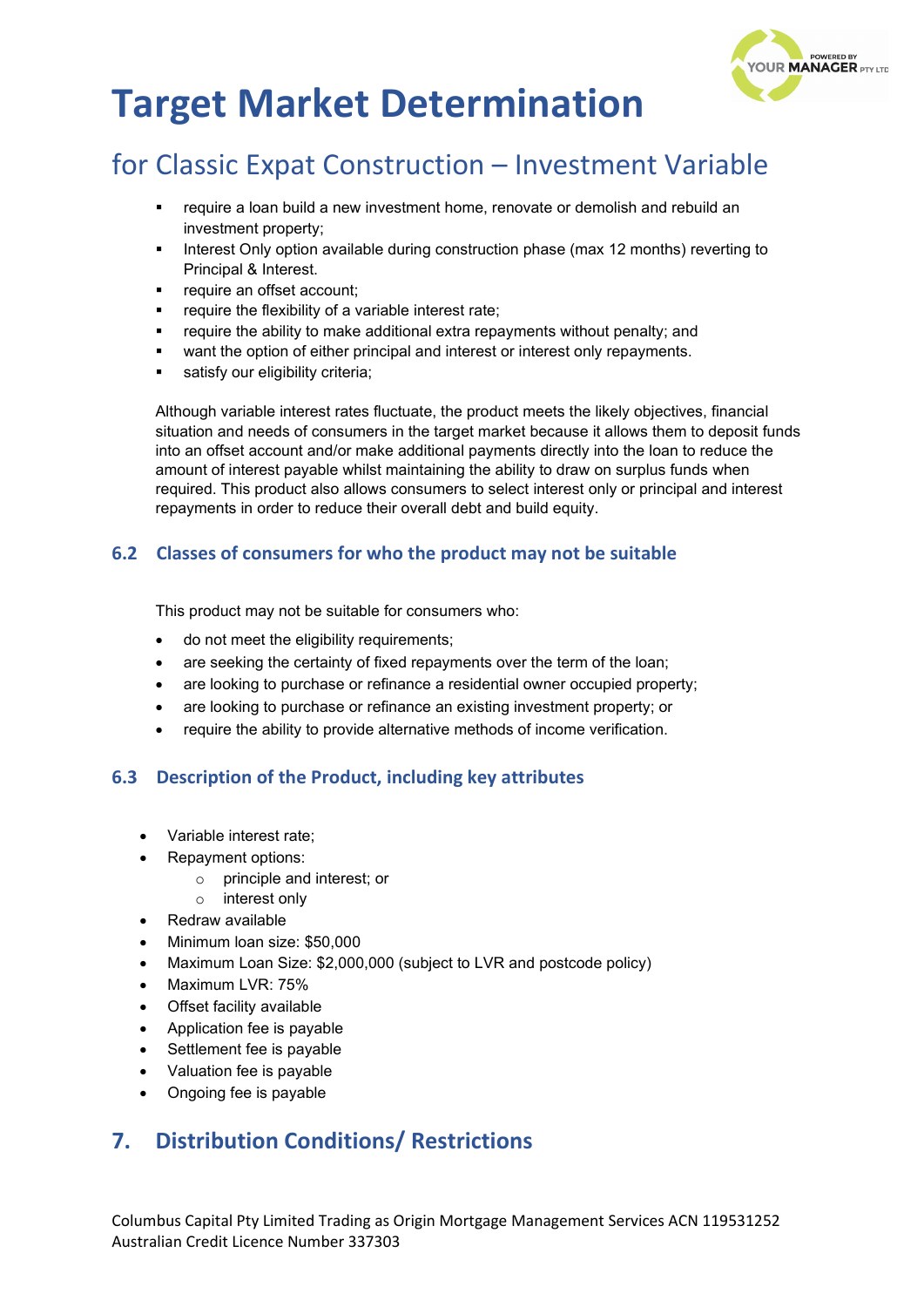# Target Market Determination

## for Classic Expat Construction – Investment Variable

- require a loan build a new investment home, renovate or demolish and rebuild an investment property;
- Interest Only option available during construction phase (max 12 months) reverting to Principal & Interest.
- require an offset account;
- require the flexibility of a variable interest rate;
- require the ability to make additional extra repayments without penalty; and
- want the option of either principal and interest or interest only repayments.
- satisfy our eligibility criteria;

Although variable interest rates fluctuate, the product meets the likely objectives, financial situation and needs of consumers in the target market because it allows them to deposit funds into an offset account and/or make additional payments directly into the loan to reduce the amount of interest payable whilst maintaining the ability to draw on surplus funds when required. This product also allows consumers to select interest only or principal and interest repayments in order to reduce their overall debt and build equity.

### 6.2 Classes of consumers for who the product may not be suitable

This product may not be suitable for consumers who:

- do not meet the eligibility requirements;
- are seeking the certainty of fixed repayments over the term of the loan;
- are looking to purchase or refinance a residential owner occupied property;
- are looking to purchase or refinance an existing investment property; or
- require the ability to provide alternative methods of income verification.

### 6.3 Description of the Product, including key attributes

- Variable interest rate;
- Repayment options:
  - principle and interest; or
  - interest only
- Redraw available
- Minimum loan size: $50,000
- Maximum Loan Size: $2,000,000 (subject to LVR and postcode policy)
- Maximum LVR: 75%
- Offset facility available
- Application fee is payable
- Settlement fee is payable
- Valuation fee is payable
- Ongoing fee is payable

## 7. Distribution Conditions/ Restrictions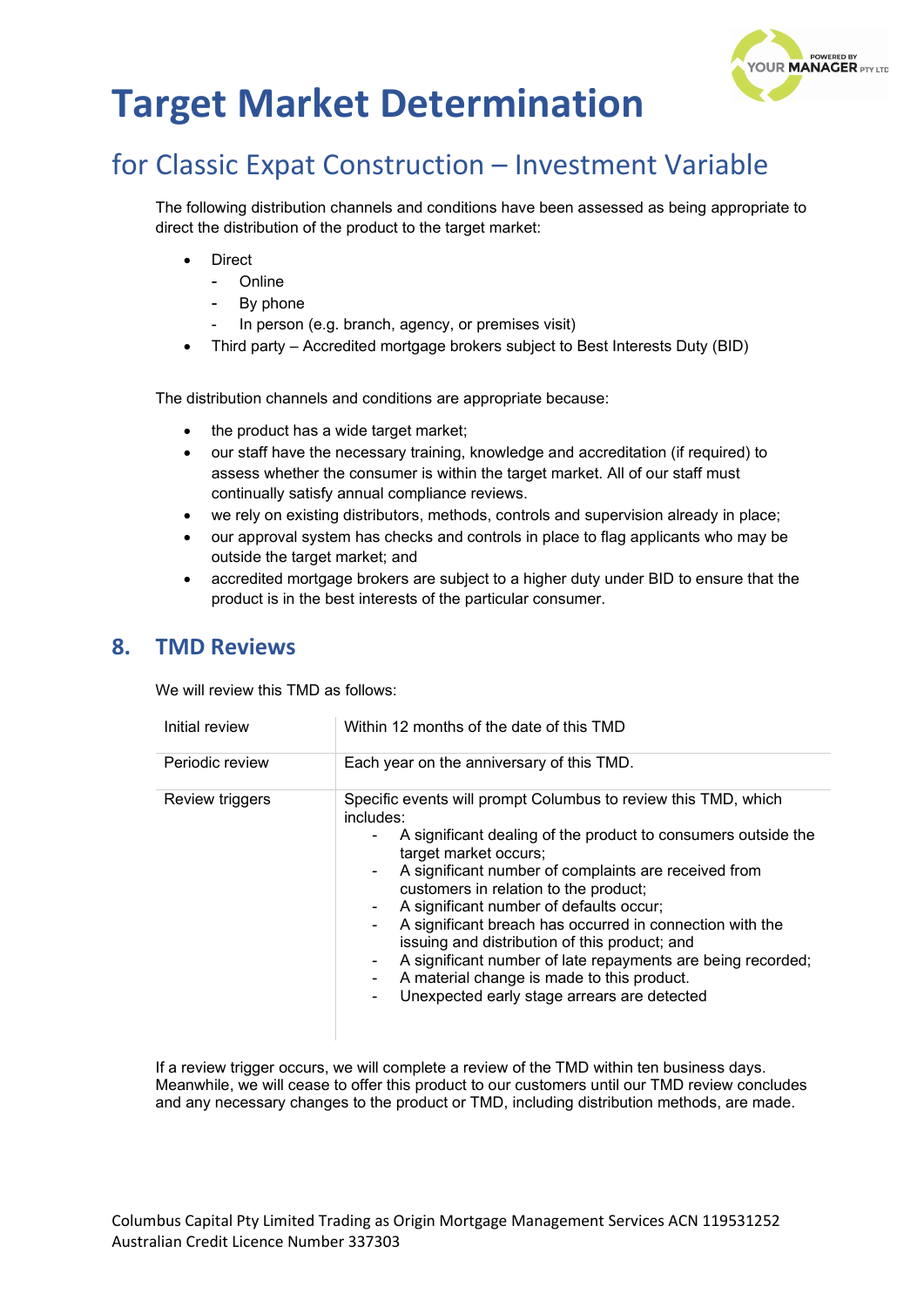# Target Market Determination

## for Classic Expat Construction – Investment Variable

The following distribution channels and conditions have been assessed as being appropriate to direct the distribution of the product to the target market:

- Direct
  - Online
  - By phone
  - In person (e.g. branch, agency, or premises visit)
- Third party – Accredited mortgage brokers subject to Best Interests Duty (BID)

The distribution channels and conditions are appropriate because:

- the product has a wide target market;
- our staff have the necessary training, knowledge and accreditation (if required) to assess whether the consumer is within the target market. All of our staff must continually satisfy annual compliance reviews.
- we rely on existing distributors, methods, controls and supervision already in place;
- our approval system has checks and controls in place to flag applicants who may be outside the target market; and
- accredited mortgage brokers are subject to a higher duty under BID to ensure that the product is in the best interests of the particular consumer.

## 8. TMD Reviews

We will review this TMD as follows:

| | |
|---|---|
| Initial review | Within 12 months of the date of this TMD |
| Periodic review | Each year on the anniversary of this TMD. |
| Review triggers | Specific events will prompt Columbus to review this TMD, which includes:<br>- A significant dealing of the product to consumers outside the target market occurs;<br>- A significant number of complaints are received from customers in relation to the product;<br>- A significant number of defaults occur;<br>- A significant breach has occurred in connection with the issuing and distribution of this product; and<br>- A significant number of late repayments are being recorded;<br>- A material change is made to this product.<br>- Unexpected early stage arrears are detected |

If a review trigger occurs, we will complete a review of the TMD within ten business days. Meanwhile, we will cease to offer this product to our customers until our TMD review concludes and any necessary changes to the product or TMD, including distribution methods, are made.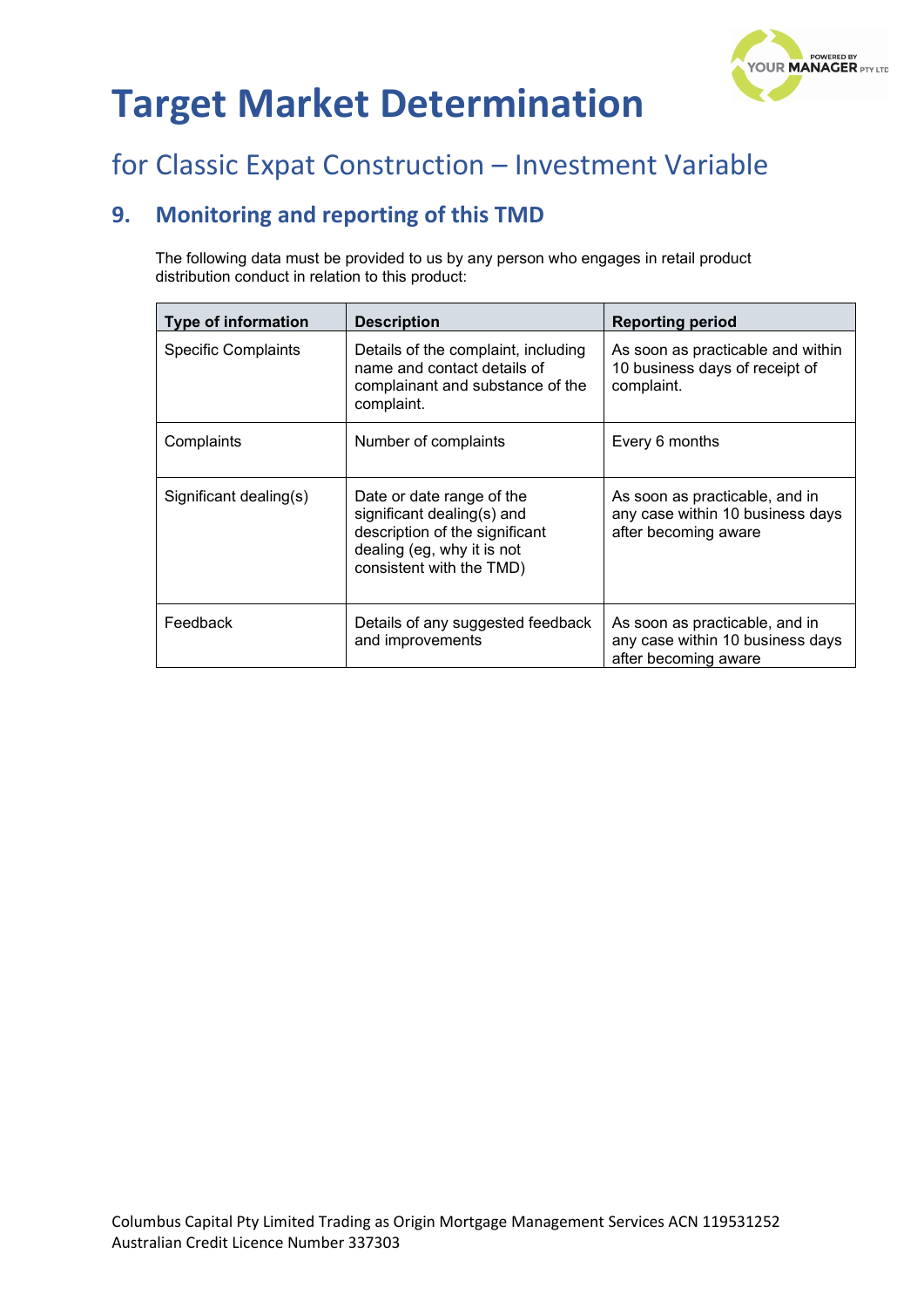# Target Market Determination

## for Classic Expat Construction – Investment Variable

## 9. Monitoring and reporting of this TMD

The following data must be provided to us by any person who engages in retail product distribution conduct in relation to this product:

| Type of information | Description | Reporting period |
|---|---|---|
| Specific Complaints | Details of the complaint, including name and contact details of complainant and substance of the complaint. | As soon as practicable and within 10 business days of receipt of complaint. |
| Complaints | Number of complaints | Every 6 months |
| Significant dealing(s) | Date or date range of the significant dealing(s) and description of the significant dealing (eg, why it is not consistent with the TMD) | As soon as practicable, and in any case within 10 business days after becoming aware |
| Feedback | Details of any suggested feedback and improvements | As soon as practicable, and in any case within 10 business days after becoming aware |